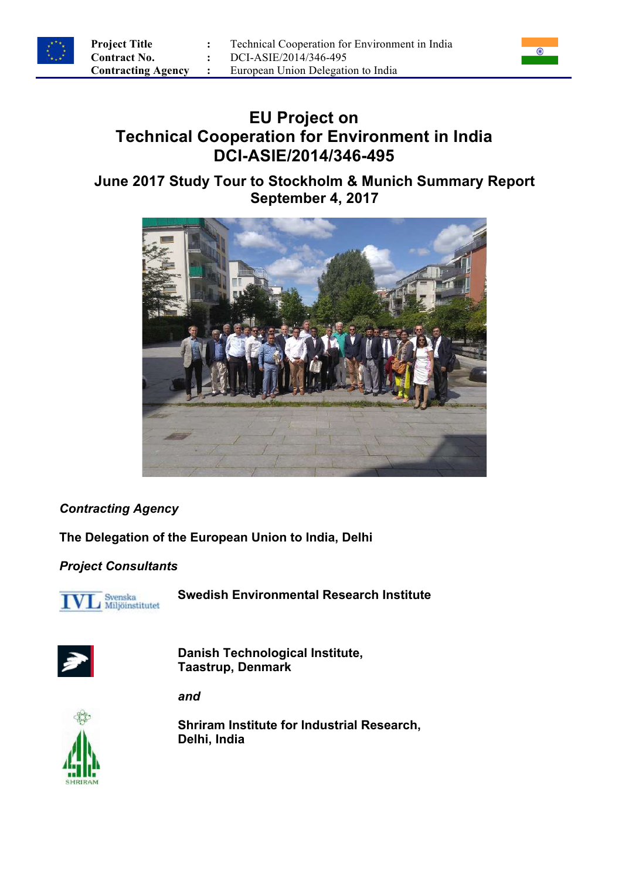| | | |
|---|---|---|
| **Project Title** | : | Technical Cooperation for Environment in India |
| **Contract No.** | : | DCI-ASIE/2014/346-495 |
| **Contracting Agency** | : | European Union Delegation to India |

# EU Project on Technical Cooperation for Environment in India DCI-ASIE/2014/346-495

## June 2017 Study Tour to Stockholm & Munich Summary Report September 4, 2017

***Contracting Agency***

**The Delegation of the European Union to India, Delhi**

***Project Consultants***

IVL Svenska Miljöinstitutet — **Swedish Environmental Research Institute**

**Danish Technological Institute, Taastrup, Denmark**

***and***

**Shriram Institute for Industrial Research, Delhi, India**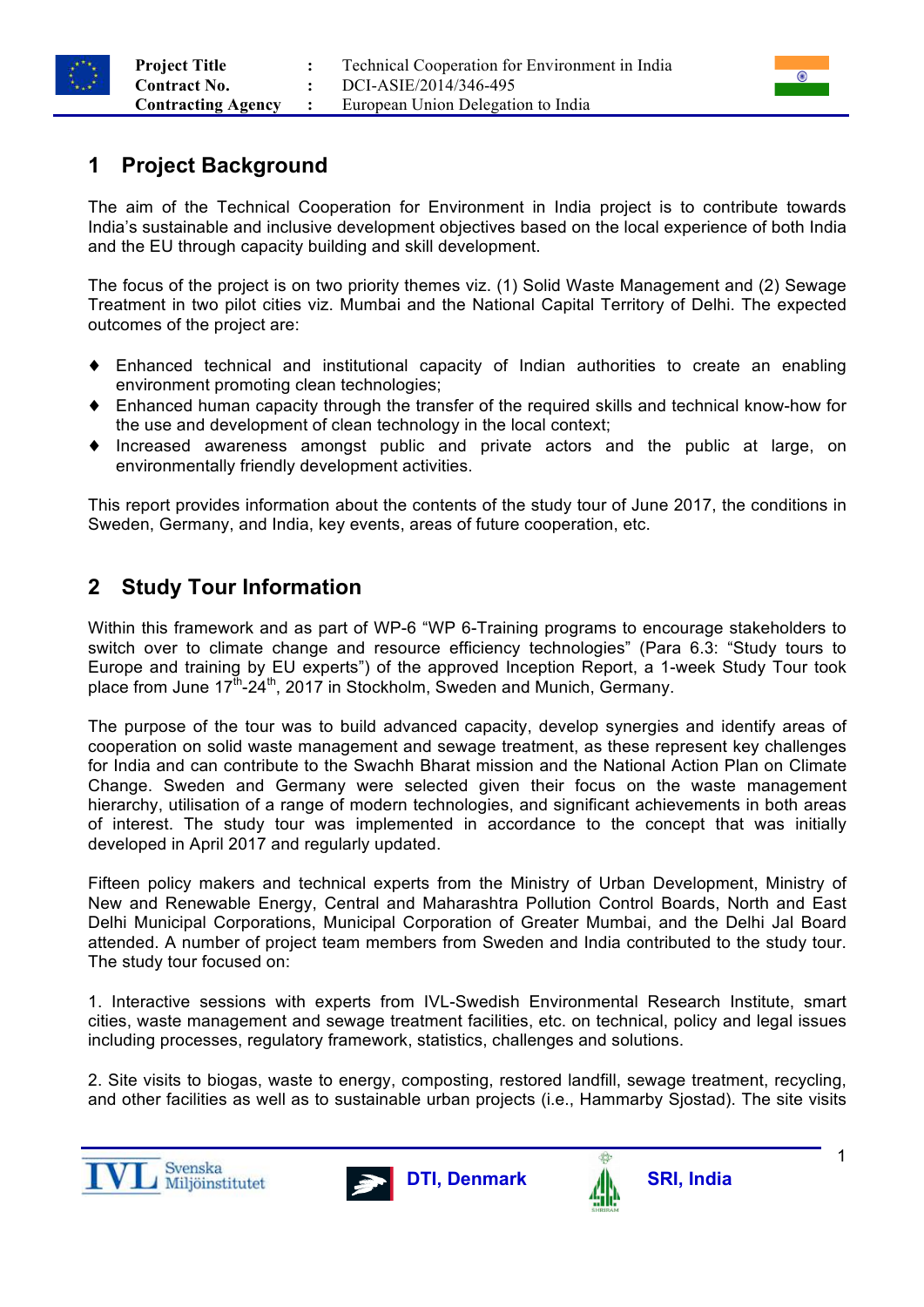# 1 Project Background

The aim of the Technical Cooperation for Environment in India project is to contribute towards India's sustainable and inclusive development objectives based on the local experience of both India and the EU through capacity building and skill development.

The focus of the project is on two priority themes viz. (1) Solid Waste Management and (2) Sewage Treatment in two pilot cities viz. Mumbai and the National Capital Territory of Delhi. The expected outcomes of the project are:

- Enhanced technical and institutional capacity of Indian authorities to create an enabling environment promoting clean technologies;
- Enhanced human capacity through the transfer of the required skills and technical know-how for the use and development of clean technology in the local context;
- Increased awareness amongst public and private actors and the public at large, on environmentally friendly development activities.

This report provides information about the contents of the study tour of June 2017, the conditions in Sweden, Germany, and India, key events, areas of future cooperation, etc.

# 2 Study Tour Information

Within this framework and as part of WP-6 "WP 6-Training programs to encourage stakeholders to switch over to climate change and resource efficiency technologies" (Para 6.3: "Study tours to Europe and training by EU experts") of the approved Inception Report, a 1-week Study Tour took place from June 17th-24th, 2017 in Stockholm, Sweden and Munich, Germany.

The purpose of the tour was to build advanced capacity, develop synergies and identify areas of cooperation on solid waste management and sewage treatment, as these represent key challenges for India and can contribute to the Swachh Bharat mission and the National Action Plan on Climate Change. Sweden and Germany were selected given their focus on the waste management hierarchy, utilisation of a range of modern technologies, and significant achievements in both areas of interest. The study tour was implemented in accordance to the concept that was initially developed in April 2017 and regularly updated.

Fifteen policy makers and technical experts from the Ministry of Urban Development, Ministry of New and Renewable Energy, Central and Maharashtra Pollution Control Boards, North and East Delhi Municipal Corporations, Municipal Corporation of Greater Mumbai, and the Delhi Jal Board attended. A number of project team members from Sweden and India contributed to the study tour. The study tour focused on:

1. Interactive sessions with experts from IVL-Swedish Environmental Research Institute, smart cities, waste management and sewage treatment facilities, etc. on technical, policy and legal issues including processes, regulatory framework, statistics, challenges and solutions.

2. Site visits to biogas, waste to energy, composting, restored landfill, sewage treatment, recycling, and other facilities as well as to sustainable urban projects (i.e., Hammarby Sjostad). The site visits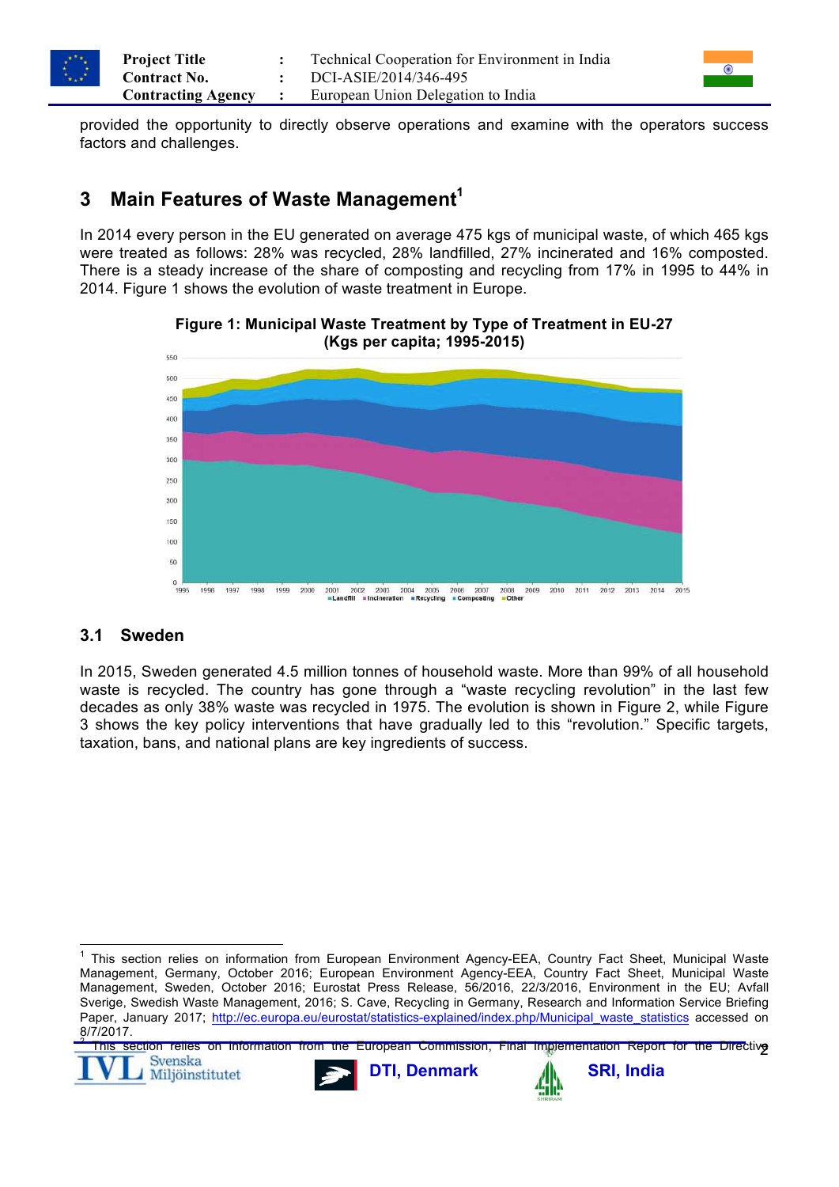provided the opportunity to directly observe operations and examine with the operators success factors and challenges.

## 3 Main Features of Waste Management[1]

In 2014 every person in the EU generated on average 475 kgs of municipal waste, of which 465 kgs were treated as follows: 28% was recycled, 28% landfilled, 27% incinerated and 16% composted. There is a steady increase of the share of composting and recycling from 17% in 1995 to 44% in 2014. Figure 1 shows the evolution of waste treatment in Europe.

**Figure 1: Municipal Waste Treatment by Type of Treatment in EU-27 (Kgs per capita; 1995-2015)**

### 3.1 Sweden

In 2015, Sweden generated 4.5 million tonnes of household waste. More than 99% of all household waste is recycled. The country has gone through a "waste recycling revolution" in the last few decades as only 38% waste was recycled in 1975. The evolution is shown in Figure 2, while Figure 3 shows the key policy interventions that have gradually led to this "revolution." Specific targets, taxation, bans, and national plans are key ingredients of success.

---

[1] This section relies on information from European Environment Agency-EEA, Country Fact Sheet, Municipal Waste Management, Germany, October 2016; European Environment Agency-EEA, Country Fact Sheet, Municipal Waste Management, Sweden, October 2016; Eurostat Press Release, 56/2016, 22/3/2016, Environment in the EU; Avfall Sverige, Swedish Waste Management, 2016; S. Cave, Recycling in Germany, Research and Information Service Briefing Paper, January 2017; http://ec.europa.eu/eurostat/statistics-explained/index.php/Municipal_waste_statistics accessed on 8/7/2017.

[2] This section relies on information from the European Commission, Final Implementation Report for the Directive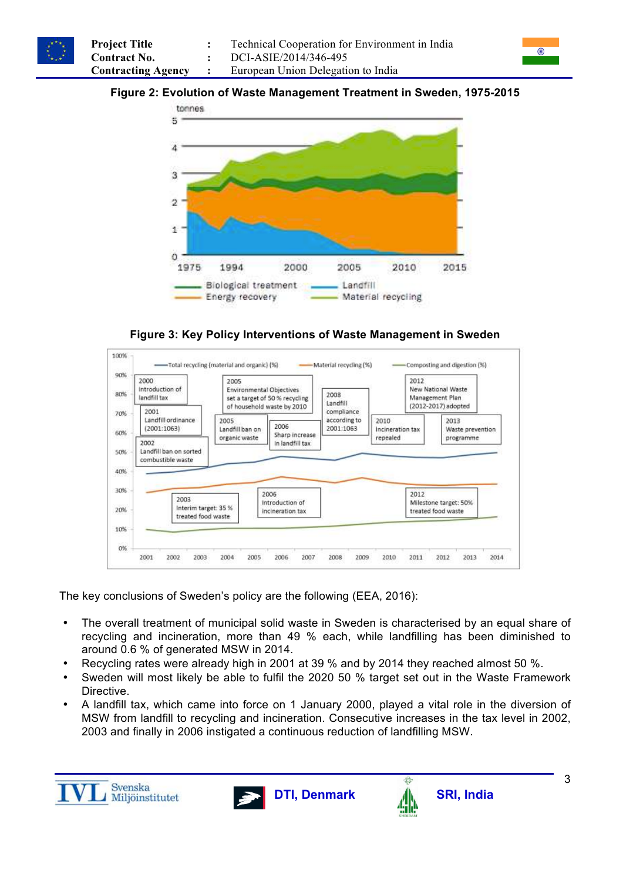**Figure 2: Evolution of Waste Management Treatment in Sweden, 1975-2015**

**Figure 3: Key Policy Interventions of Waste Management in Sweden**

The key conclusions of Sweden's policy are the following (EEA, 2016):

- The overall treatment of municipal solid waste in Sweden is characterised by an equal share of recycling and incineration, more than 49 % each, while landfilling has been diminished to around 0.6 % of generated MSW in 2014.
- Recycling rates were already high in 2001 at 39 % and by 2014 they reached almost 50 %.
- Sweden will most likely be able to fulfil the 2020 50 % target set out in the Waste Framework Directive.
- A landfill tax, which came into force on 1 January 2000, played a vital role in the diversion of MSW from landfill to recycling and incineration. Consecutive increases in the tax level in 2002, 2003 and finally in 2006 instigated a continuous reduction of landfilling MSW.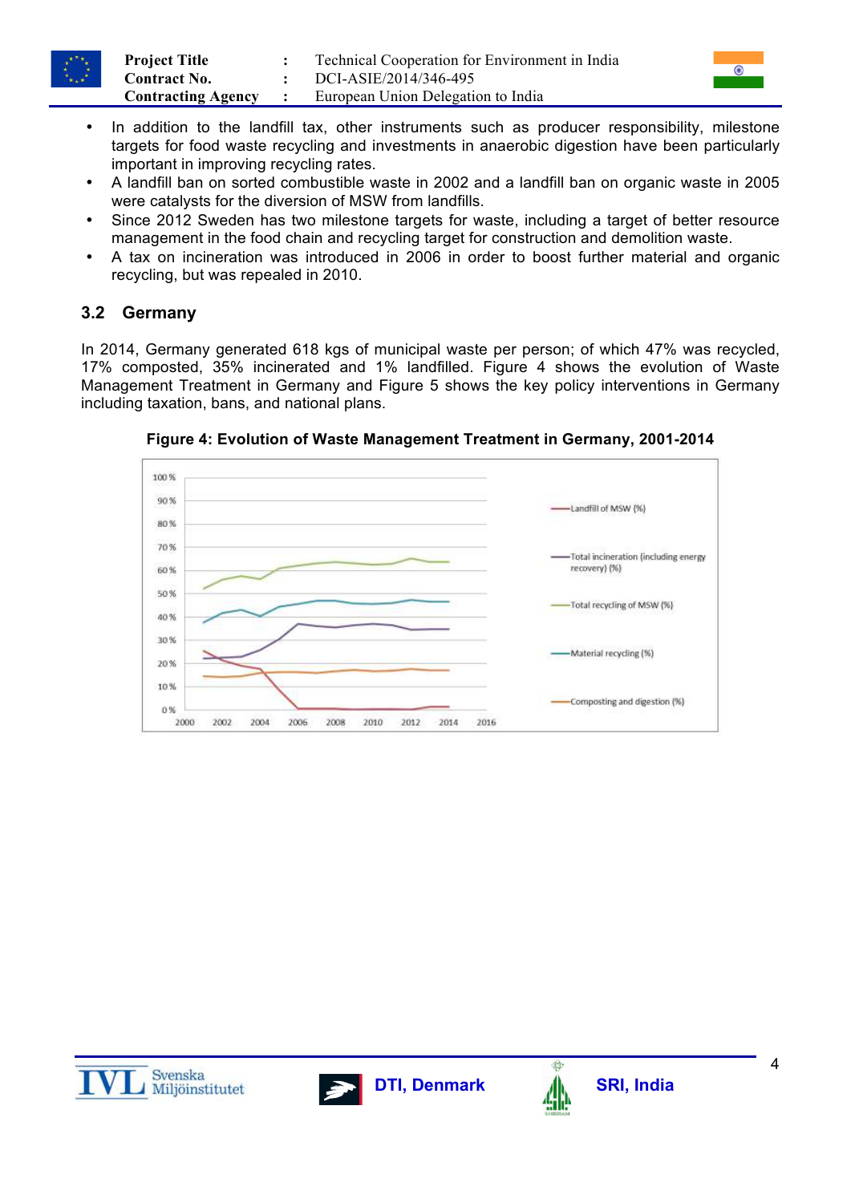- In addition to the landfill tax, other instruments such as producer responsibility, milestone targets for food waste recycling and investments in anaerobic digestion have been particularly important in improving recycling rates.
- A landfill ban on sorted combustible waste in 2002 and a landfill ban on organic waste in 2005 were catalysts for the diversion of MSW from landfills.
- Since 2012 Sweden has two milestone targets for waste, including a target of better resource management in the food chain and recycling target for construction and demolition waste.
- A tax on incineration was introduced in 2006 in order to boost further material and organic recycling, but was repealed in 2010.

## 3.2 Germany

In 2014, Germany generated 618 kgs of municipal waste per person; of which 47% was recycled, 17% composted, 35% incinerated and 1% landfilled. Figure 4 shows the evolution of Waste Management Treatment in Germany and Figure 5 shows the key policy interventions in Germany including taxation, bans, and national plans.

**Figure 4: Evolution of Waste Management Treatment in Germany, 2001-2014**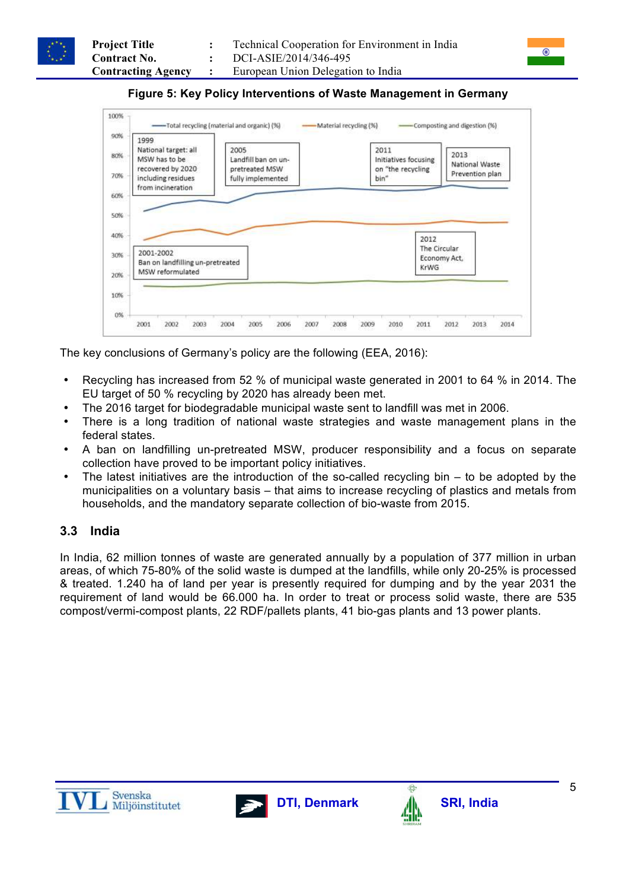**Figure 5: Key Policy Interventions of Waste Management in Germany**

The key conclusions of Germany's policy are the following (EEA, 2016):

- Recycling has increased from 52 % of municipal waste generated in 2001 to 64 % in 2014. The EU target of 50 % recycling by 2020 has already been met.
- The 2016 target for biodegradable municipal waste sent to landfill was met in 2006.
- There is a long tradition of national waste strategies and waste management plans in the federal states.
- A ban on landfilling un-pretreated MSW, producer responsibility and a focus on separate collection have proved to be important policy initiatives.
- The latest initiatives are the introduction of the so-called recycling bin – to be adopted by the municipalities on a voluntary basis – that aims to increase recycling of plastics and metals from households, and the mandatory separate collection of bio-waste from 2015.

### 3.3 India

In India, 62 million tonnes of waste are generated annually by a population of 377 million in urban areas, of which 75-80% of the solid waste is dumped at the landfills, while only 20-25% is processed & treated. 1.240 ha of land per year is presently required for dumping and by the year 2031 the requirement of land would be 66.000 ha. In order to treat or process solid waste, there are 535 compost/vermi-compost plants, 22 RDF/pallets plants, 41 bio-gas plants and 13 power plants.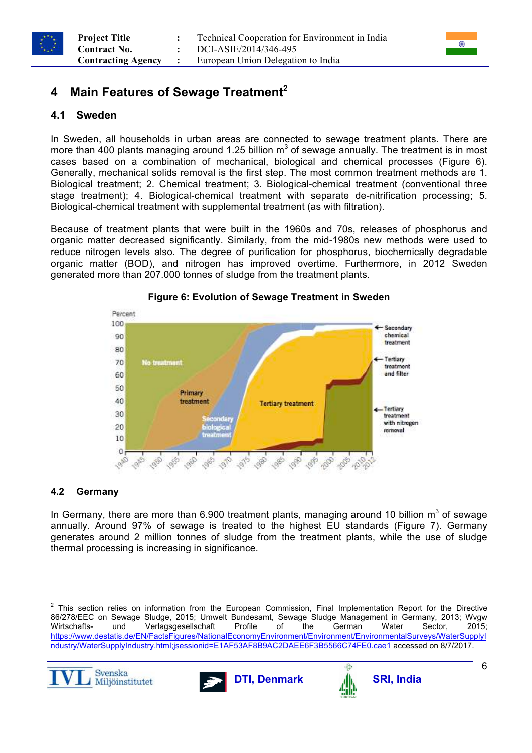# 4 Main Features of Sewage Treatment[2]

## 4.1 Sweden

In Sweden, all households in urban areas are connected to sewage treatment plants. There are more than 400 plants managing around 1.25 billion $m^3$ of sewage annually. The treatment is in most cases based on a combination of mechanical, biological and chemical processes (Figure 6). Generally, mechanical solids removal is the first step. The most common treatment methods are 1. Biological treatment; 2. Chemical treatment; 3. Biological-chemical treatment (conventional three stage treatment); 4. Biological-chemical treatment with separate de-nitrification processing; 5. Biological-chemical treatment with supplemental treatment (as with filtration).

Because of treatment plants that were built in the 1960s and 70s, releases of phosphorus and organic matter decreased significantly. Similarly, from the mid-1980s new methods were used to reduce nitrogen levels also. The degree of purification for phosphorus, biochemically degradable organic matter (BOD), and nitrogen has improved overtime. Furthermore, in 2012 Sweden generated more than 207.000 tonnes of sludge from the treatment plants.

**Figure 6: Evolution of Sewage Treatment in Sweden**

## 4.2 Germany

In Germany, there are more than 6.900 treatment plants, managing around 10 billion $m^3$ of sewage annually. Around 97% of sewage is treated to the highest EU standards (Figure 7). Germany generates around 2 million tonnes of sludge from the treatment plants, while the use of sludge thermal processing is increasing in significance.

---

[2] This section relies on information from the European Commission, Final Implementation Report for the Directive 86/278/EEC on Sewage Sludge, 2015; Umwelt Bundesamt, Sewage Sludge Management in Germany, 2013; Wvgw Wirtschafts- und Verlagsgesellschaft Profile of the German Water Sector, 2015; https://www.destatis.de/EN/FactsFigures/NationalEconomyEnvironment/Environment/EnvironmentalSurveys/WaterSupplyIndustry/WaterSupplyIndustry.html;jsessionid=E1AF53AF8B9AC2DAEE6F3B5566C74FE0.cae1 accessed on 8/7/2017.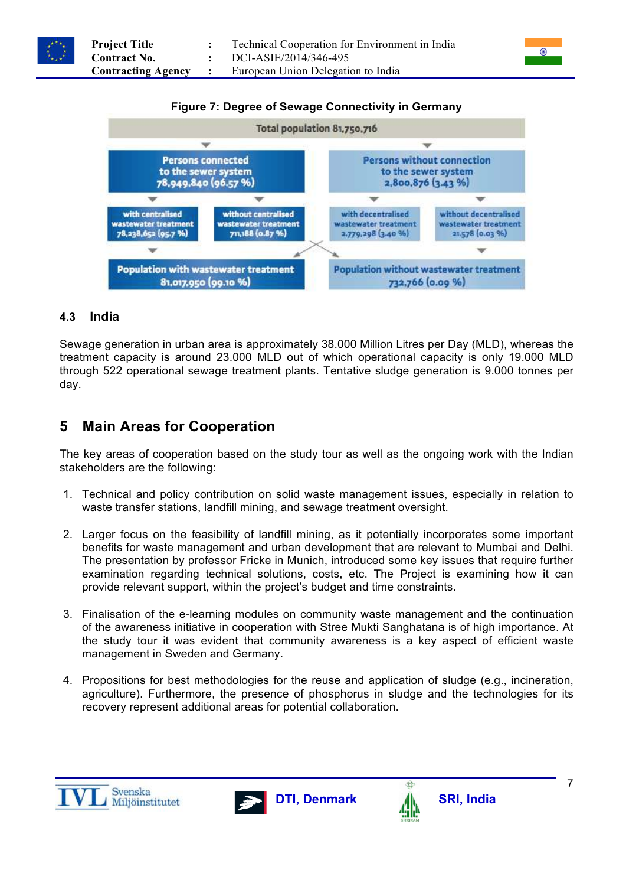**Figure 7: Degree of Sewage Connectivity in Germany**

Total population 81,750,716

| Persons connected to the sewer system 78,949,840 (96.57 %) | | Persons without connection to the sewer system 2,800,876 (3.43 %) | |
|---|---|---|---|
| with centralised wastewater treatment 78,238,652 (95.7 %) | without centralised wastewater treatment 711,188 (0.87 %) | with decentralised wastewater treatment 2,779,298 (3.40 %) | without decentralised wastewater treatment 21,578 (0.03 %) |

Population with wastewater treatment 81,017,950 (99.10 %)

Population without wastewater treatment 732,766 (0.09 %)

### 4.3 India

Sewage generation in urban area is approximately 38.000 Million Litres per Day (MLD), whereas the treatment capacity is around 23.000 MLD out of which operational capacity is only 19.000 MLD through 522 operational sewage treatment plants. Tentative sludge generation is 9.000 tonnes per day.

## 5 Main Areas for Cooperation

The key areas of cooperation based on the study tour as well as the ongoing work with the Indian stakeholders are the following:

1. Technical and policy contribution on solid waste management issues, especially in relation to waste transfer stations, landfill mining, and sewage treatment oversight.

2. Larger focus on the feasibility of landfill mining, as it potentially incorporates some important benefits for waste management and urban development that are relevant to Mumbai and Delhi. The presentation by professor Fricke in Munich, introduced some key issues that require further examination regarding technical solutions, costs, etc. The Project is examining how it can provide relevant support, within the project's budget and time constraints.

3. Finalisation of the e-learning modules on community waste management and the continuation of the awareness initiative in cooperation with Stree Mukti Sanghatana is of high importance. At the study tour it was evident that community awareness is a key aspect of efficient waste management in Sweden and Germany.

4. Propositions for best methodologies for the reuse and application of sludge (e.g., incineration, agriculture). Furthermore, the presence of phosphorus in sludge and the technologies for its recovery represent additional areas for potential collaboration.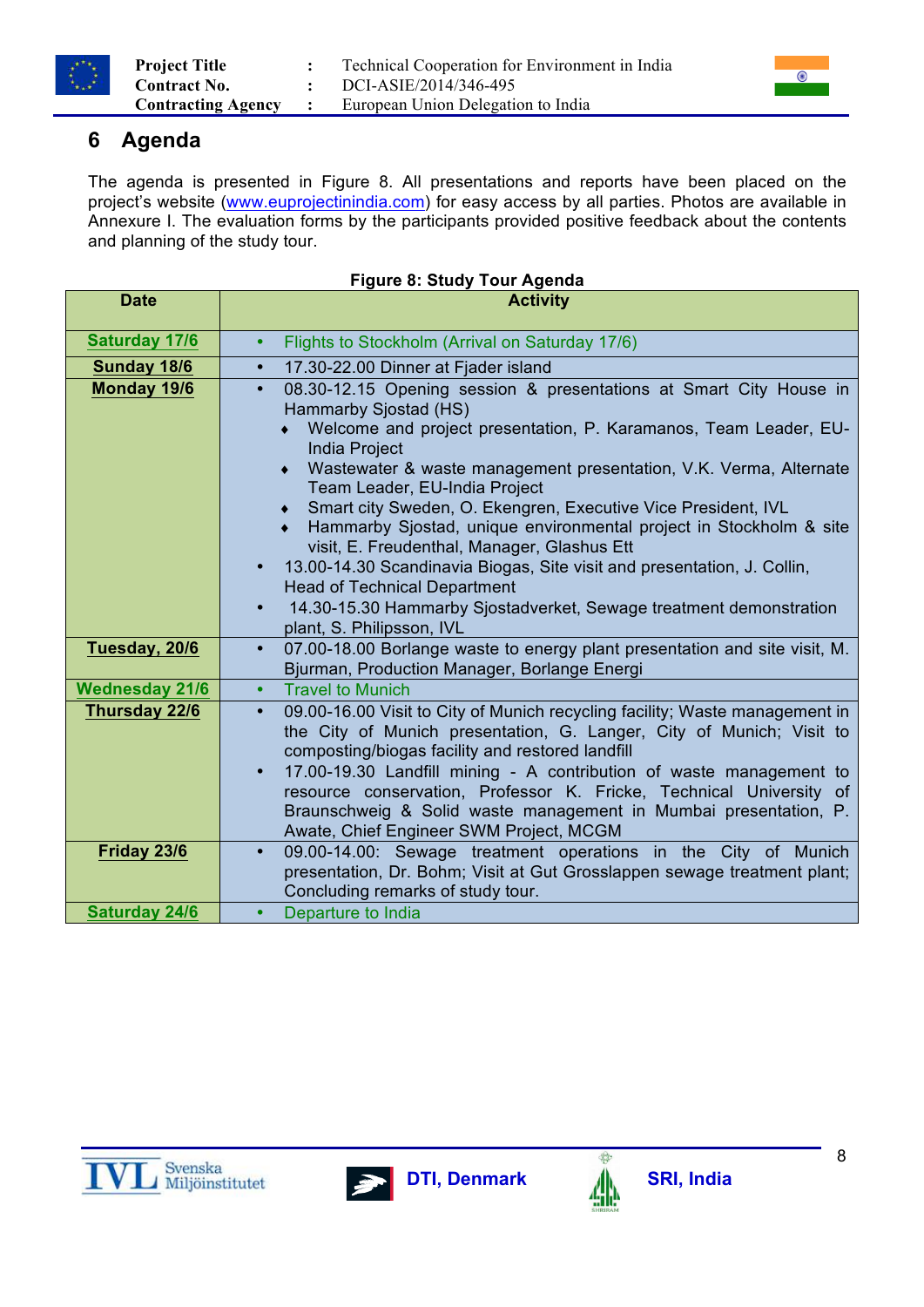## 6 Agenda

The agenda is presented in Figure 8. All presentations and reports have been placed on the project's website (www.euprojectinindia.com) for easy access by all parties. Photos are available in Annexure I. The evaluation forms by the participants provided positive feedback about the contents and planning of the study tour.

**Figure 8: Study Tour Agenda**

| Date | Activity |
|---|---|
| Saturday 17/6 | • Flights to Stockholm (Arrival on Saturday 17/6) |
| Sunday 18/6 | • 17.30-22.00 Dinner at Fjader island |
| Monday 19/6 | • 08.30-12.15 Opening session & presentations at Smart City House in Hammarby Sjostad (HS)<br>♦ Welcome and project presentation, P. Karamanos, Team Leader, EU-India Project<br>♦ Wastewater & waste management presentation, V.K. Verma, Alternate Team Leader, EU-India Project<br>♦ Smart city Sweden, O. Ekengren, Executive Vice President, IVL<br>♦ Hammarby Sjostad, unique environmental project in Stockholm & site visit, E. Freudenthal, Manager, Glashus Ett<br>• 13.00-14.30 Scandinavia Biogas, Site visit and presentation, J. Collin, Head of Technical Department<br>• 14.30-15.30 Hammarby Sjostadverket, Sewage treatment demonstration plant, S. Philipsson, IVL |
| Tuesday, 20/6 | • 07.00-18.00 Borlange waste to energy plant presentation and site visit, M. Bjurman, Production Manager, Borlange Energi |
| Wednesday 21/6 | • Travel to Munich |
| Thursday 22/6 | • 09.00-16.00 Visit to City of Munich recycling facility; Waste management in the City of Munich presentation, G. Langer, City of Munich; Visit to composting/biogas facility and restored landfill<br>• 17.00-19.30 Landfill mining - A contribution of waste management to resource conservation, Professor K. Fricke, Technical University of Braunschweig & Solid waste management in Mumbai presentation, P. Awate, Chief Engineer SWM Project, MCGM |
| Friday 23/6 | • 09.00-14.00: Sewage treatment operations in the City of Munich presentation, Dr. Bohm; Visit at Gut Grosslappen sewage treatment plant; Concluding remarks of study tour. |
| Saturday 24/6 | • Departure to India |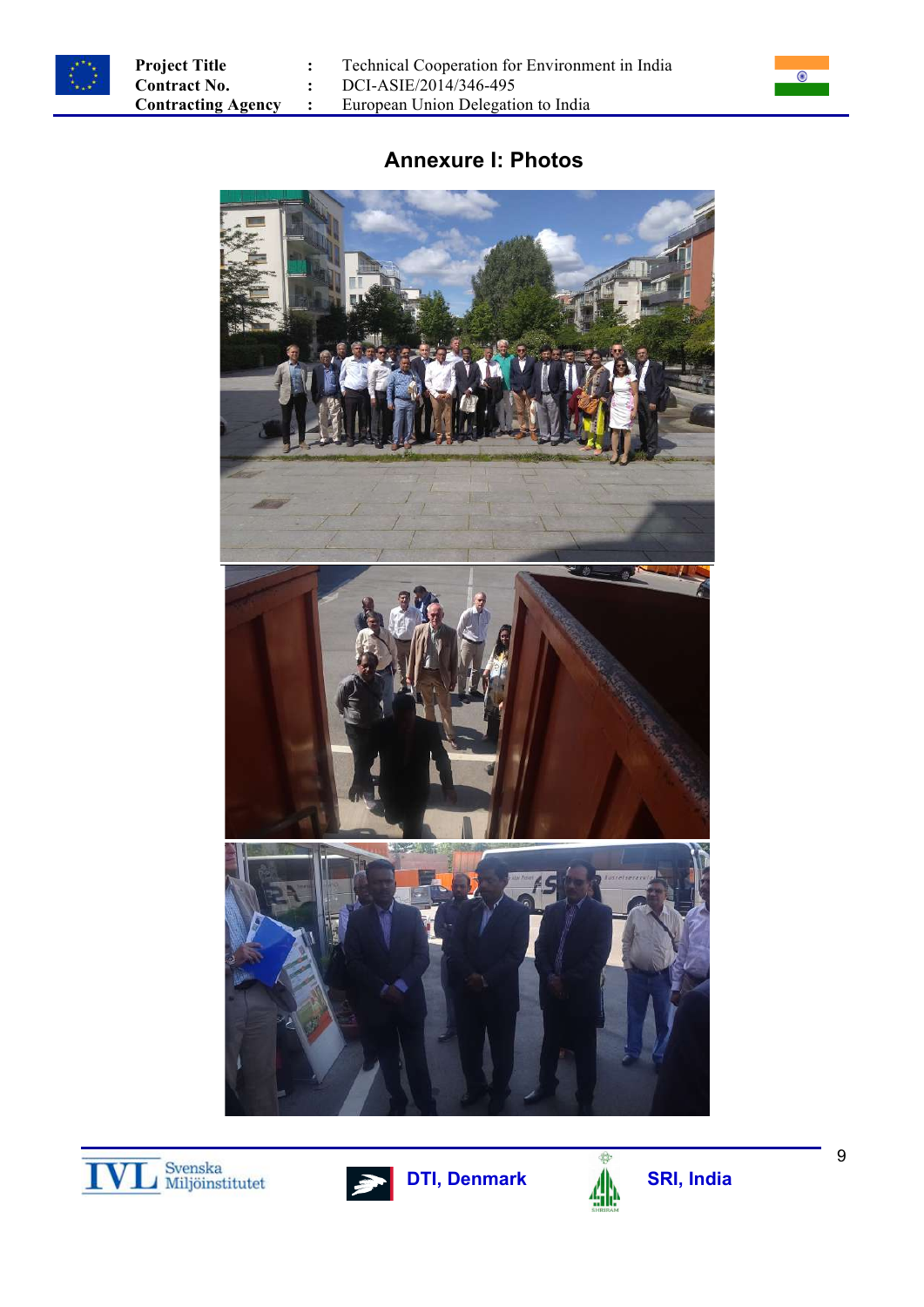## Annexure I: Photos